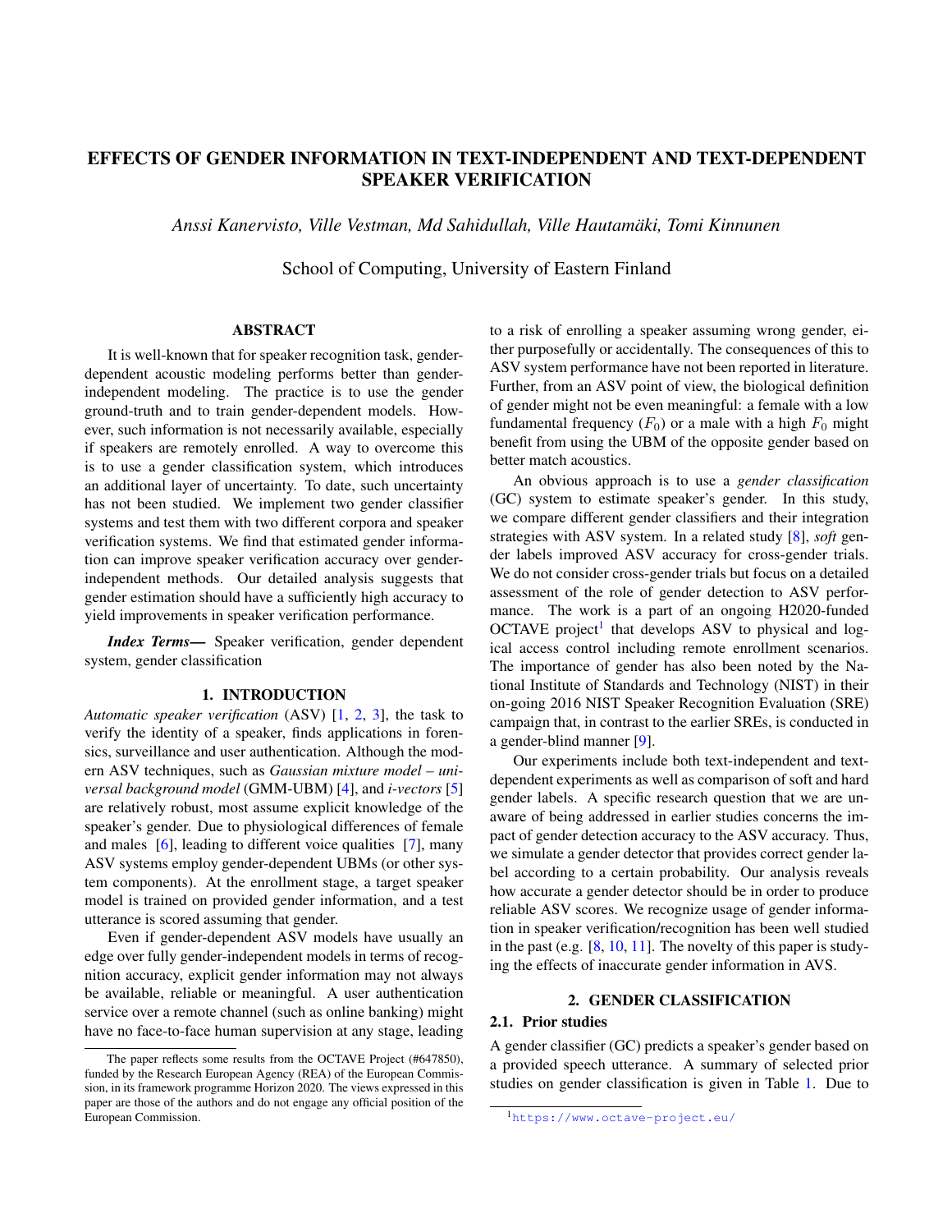# EFFECTS OF GENDER INFORMATION IN TEXT-INDEPENDENT AND TEXT-DEPENDENT SPEAKER VERIFICATION

*Anssi Kanervisto, Ville Vestman, Md Sahidullah, Ville Hautamäki, Tomi Kinnunen*

School of Computing, University of Eastern Finland

## ABSTRACT

It is well-known that for speaker recognition task, gender-dependent acoustic modeling performs better than gender-independent modeling. The practice is to use the gender ground-truth and to train gender-dependent models. However, such information is not necessarily available, especially if speakers are remotely enrolled. A way to overcome this is to use a gender classification system, which introduces an additional layer of uncertainty. To date, such uncertainty has not been studied. We implement two gender classifier systems and test them with two different corpora and speaker verification systems. We find that estimated gender information can improve speaker verification accuracy over gender-independent methods. Our detailed analysis suggests that gender estimation should have a sufficiently high accuracy to yield improvements in speaker verification performance.

***Index Terms—*** Speaker verification, gender dependent system, gender classification

## 1. INTRODUCTION

*Automatic speaker verification* (ASV) [1, 2, 3], the task to verify the identity of a speaker, finds applications in forensics, surveillance and user authentication. Although the modern ASV techniques, such as *Gaussian mixture model – universal background model* (GMM-UBM) [4], and *i-vectors* [5] are relatively robust, most assume explicit knowledge of the speaker's gender. Due to physiological differences of female and males [6], leading to different voice qualities [7], many ASV systems employ gender-dependent UBMs (or other system components). At the enrollment stage, a target speaker model is trained on provided gender information, and a test utterance is scored assuming that gender.

Even if gender-dependent ASV models have usually an edge over fully gender-independent models in terms of recognition accuracy, explicit gender information may not always be available, reliable or meaningful. A user authentication service over a remote channel (such as online banking) might have no face-to-face human supervision at any stage, leading to a risk of enrolling a speaker assuming wrong gender, either purposefully or accidentally. The consequences of this to ASV system performance have not been reported in literature. Further, from an ASV point of view, the biological definition of gender might not be even meaningful: a female with a low fundamental frequency ($F_0$) or a male with a high $F_0$ might benefit from using the UBM of the opposite gender based on better match acoustics.

An obvious approach is to use a *gender classification* (GC) system to estimate speaker's gender. In this study, we compare different gender classifiers and their integration strategies with ASV system. In a related study [8], *soft* gender labels improved ASV accuracy for cross-gender trials. We do not consider cross-gender trials but focus on a detailed assessment of the role of gender detection to ASV performance. The work is a part of an ongoing H2020-funded OCTAVE project[1] that develops ASV to physical and logical access control including remote enrollment scenarios. The importance of gender has also been noted by the National Institute of Standards and Technology (NIST) in their on-going 2016 NIST Speaker Recognition Evaluation (SRE) campaign that, in contrast to the earlier SREs, is conducted in a gender-blind manner [9].

Our experiments include both text-independent and text-dependent experiments as well as comparison of soft and hard gender labels. A specific research question that we are unaware of being addressed in earlier studies concerns the impact of gender detection accuracy to the ASV accuracy. Thus, we simulate a gender detector that provides correct gender label according to a certain probability. Our analysis reveals how accurate a gender detector should be in order to produce reliable ASV scores. We recognize usage of gender information in speaker verification/recognition has been well studied in the past (e.g. [8, 10, 11]. The novelty of this paper is studying the effects of inaccurate gender information in AVS.

## 2. GENDER CLASSIFICATION

### 2.1. Prior studies

A gender classifier (GC) predicts a speaker's gender based on a provided speech utterance. A summary of selected prior studies on gender classification is given in Table 1. Due to

---

The paper reflects some results from the OCTAVE Project (#647850), funded by the Research European Agency (REA) of the European Commission, in its framework programme Horizon 2020. The views expressed in this paper are those of the authors and do not engage any official position of the European Commission.

[1] https://www.octave-project.eu/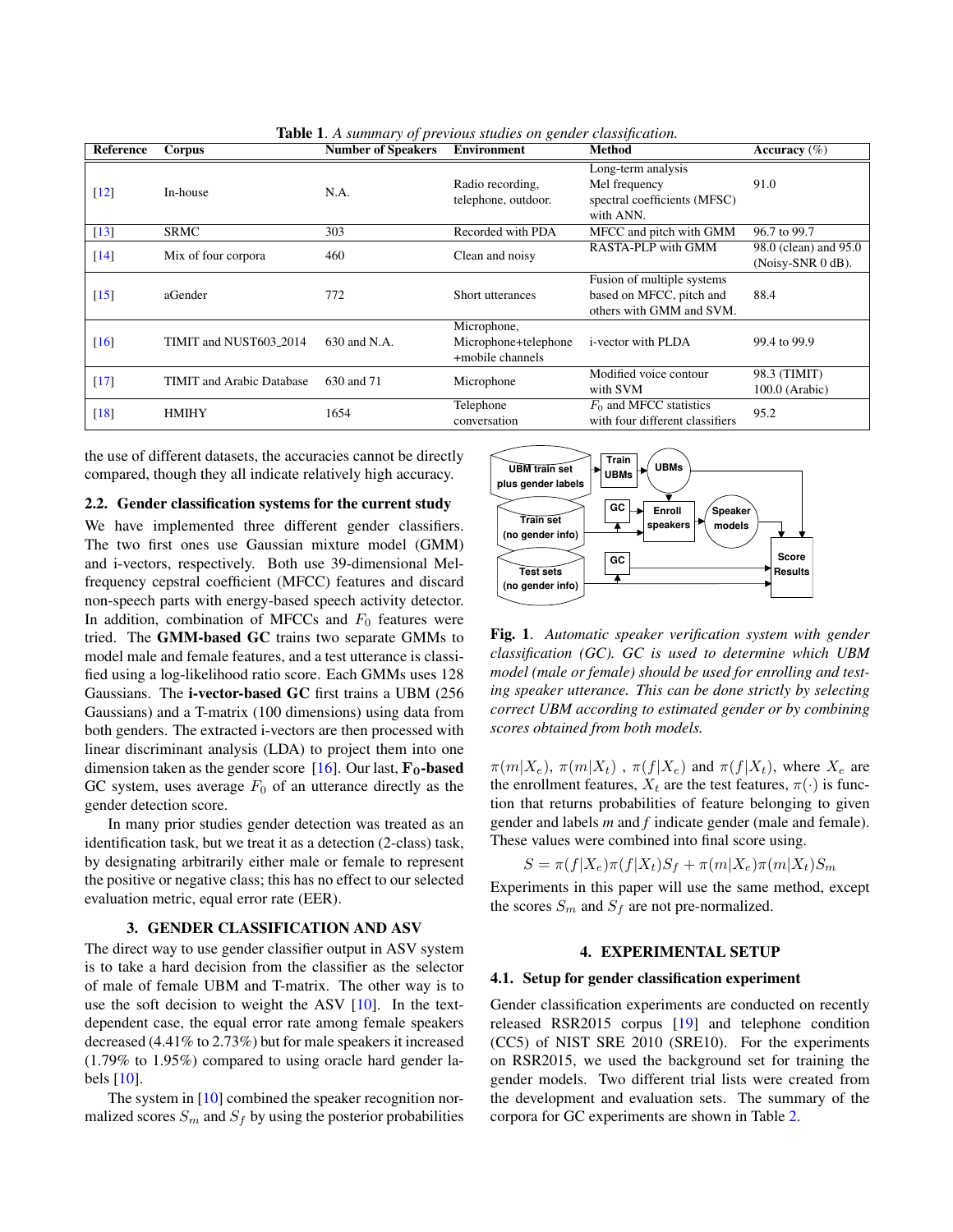**Table 1**. *A summary of previous studies on gender classification.*

| Reference | Corpus | Number of Speakers | Environment | Method | Accuracy (%) |
|---|---|---|---|---|---|
| [12] | In-house | N.A. | Radio recording, telephone, outdoor. | Long-term analysis Mel frequency spectral coefficients (MFSC) with ANN. | 91.0 |
| [13] | SRMC | 303 | Recorded with PDA | MFCC and pitch with GMM | 96.7 to 99.7 |
| [14] | Mix of four corpora | 460 | Clean and noisy | RASTA-PLP with GMM | 98.0 (clean) and 95.0 (Noisy-SNR 0 dB). |
| [15] | aGender | 772 | Short utterances | Fusion of multiple systems based on MFCC, pitch and others with GMM and SVM. | 88.4 |
| [16] | TIMIT and NUST603_2014 | 630 and N.A. | Microphone, Microphone+telephone +mobile channels | i-vector with PLDA | 99.4 to 99.9 |
| [17] | TIMIT and Arabic Database | 630 and 71 | Microphone | Modified voice contour with SVM | 98.3 (TIMIT) 100.0 (Arabic) |
| [18] | HMIHY | 1654 | Telephone conversation | $F_0$ and MFCC statistics with four different classifiers | 95.2 |

the use of different datasets, the accuracies cannot be directly compared, though they all indicate relatively high accuracy.

### 2.2. Gender classification systems for the current study

We have implemented three different gender classifiers. The two first ones use Gaussian mixture model (GMM) and i-vectors, respectively. Both use 39-dimensional Mel-frequency cepstral coefficient (MFCC) features and discard non-speech parts with energy-based speech activity detector. In addition, combination of MFCCs and $F_0$ features were tried. The **GMM-based GC** trains two separate GMMs to model male and female features, and a test utterance is classified using a log-likelihood ratio score. Each GMMs uses 128 Gaussians. The **i-vector-based GC** first trains a UBM (256 Gaussians) and a T-matrix (100 dimensions) using data from both genders. The extracted i-vectors are then processed with linear discriminant analysis (LDA) to project them into one dimension taken as the gender score [16]. Our last, $\mathbf{F_0}$**-based** GC system, uses average $F_0$ of an utterance directly as the gender detection score.

In many prior studies gender detection was treated as an identification task, but we treat it as a detection (2-class) task, by designating arbitrarily either male or female to represent the positive or negative class; this has no effect to our selected evaluation metric, equal error rate (EER).

## 3. GENDER CLASSIFICATION AND ASV

The direct way to use gender classifier output in ASV system is to take a hard decision from the classifier as the selector of male of female UBM and T-matrix. The other way is to use the soft decision to weight the ASV [10]. In the text-dependent case, the equal error rate among female speakers decreased (4.41% to 2.73%) but for male speakers it increased (1.79% to 1.95%) compared to using oracle hard gender labels [10].

The system in [10] combined the speaker recognition normalized scores $S_m$ and $S_f$ by using the posterior probabilities

**Fig. 1**. *Automatic speaker verification system with gender classification (GC). GC is used to determine which UBM model (male or female) should be used for enrolling and testing speaker utterance. This can be done strictly by selecting correct UBM according to estimated gender or by combining scores obtained from both models.*

$\pi(m|X_e)$, $\pi(m|X_t)$ , $\pi(f|X_e)$ and $\pi(f|X_t)$, where $X_e$ are the enrollment features, $X_t$ are the test features, $\pi(\cdot)$ is function that returns probabilities of feature belonging to given gender and labels *m* and *f* indicate gender (male and female). These values were combined into final score using.

$$S = \pi(f|X_e)\pi(f|X_t)S_f + \pi(m|X_e)\pi(m|X_t)S_m$$

Experiments in this paper will use the same method, except the scores $S_m$ and $S_f$ are not pre-normalized.

## 4. EXPERIMENTAL SETUP

### 4.1. Setup for gender classification experiment

Gender classification experiments are conducted on recently released RSR2015 corpus [19] and telephone condition (CC5) of NIST SRE 2010 (SRE10). For the experiments on RSR2015, we used the background set for training the gender models. Two different trial lists were created from the development and evaluation sets. The summary of the corpora for GC experiments are shown in Table 2.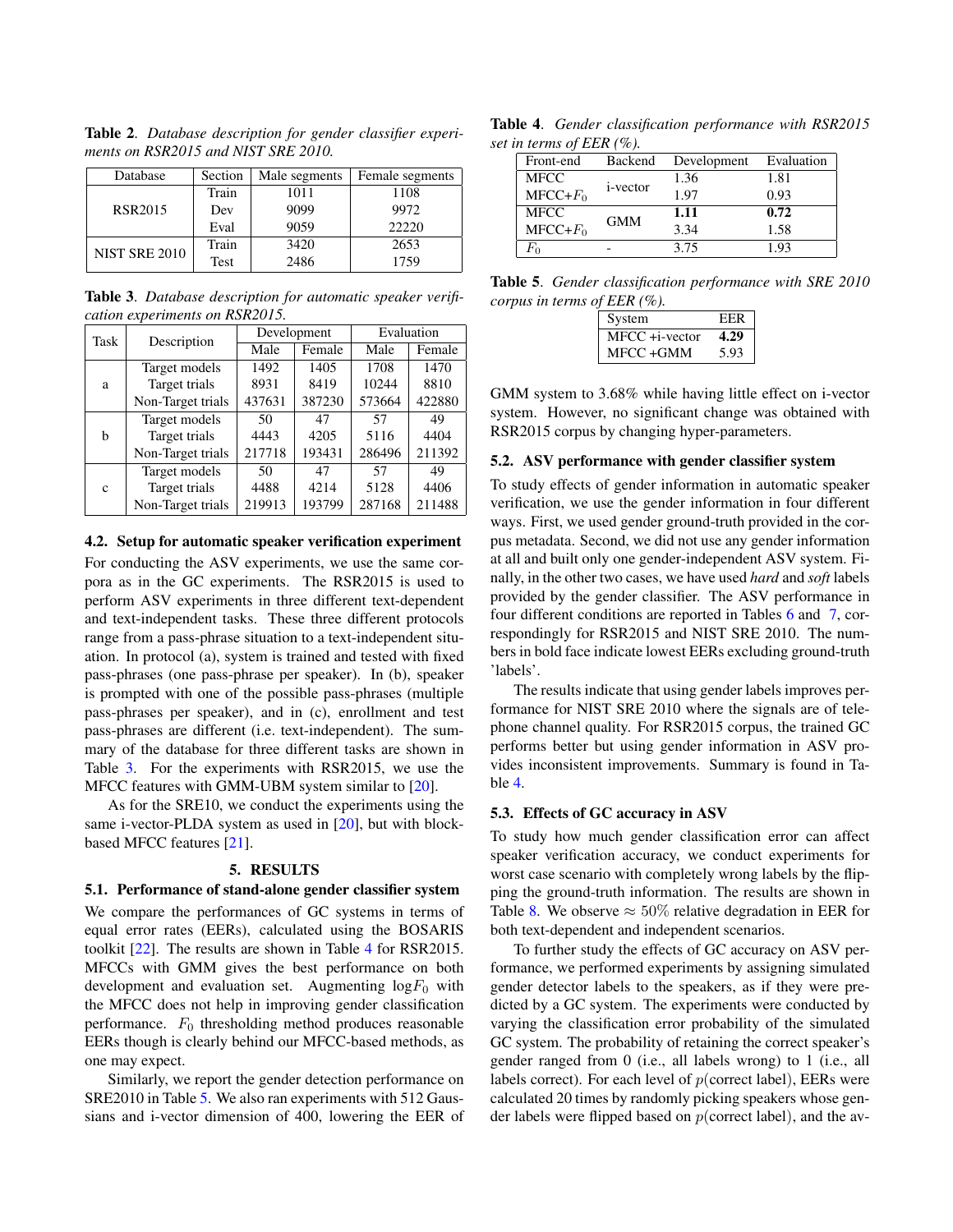**Table 2**. *Database description for gender classifier experiments on RSR2015 and NIST SRE 2010.*

| Database | Section | Male segments | Female segments |
|---|---|---|---|
| RSR2015 | Train | 1011 | 1108 |
| | Dev | 9099 | 9972 |
| | Eval | 9059 | 22220 |
| NIST SRE 2010 | Train | 3420 | 2653 |
| | Test | 2486 | 1759 |

**Table 3**. *Database description for automatic speaker verification experiments on RSR2015.*

| Task | Description | Development | | Evaluation | |
|---|---|---|---|---|---|
| | | Male | Female | Male | Female |
| a | Target models | 1492 | 1405 | 1708 | 1470 |
| | Target trials | 8931 | 8419 | 10244 | 8810 |
| | Non-Target trials | 437631 | 387230 | 573664 | 422880 |
| b | Target models | 50 | 47 | 57 | 49 |
| | Target trials | 4443 | 4205 | 5116 | 4404 |
| | Non-Target trials | 217718 | 193431 | 286496 | 211392 |
| c | Target models | 50 | 47 | 57 | 49 |
| | Target trials | 4488 | 4214 | 5128 | 4406 |
| | Non-Target trials | 219913 | 193799 | 287168 | 211488 |

### 4.2. Setup for automatic speaker verification experiment

For conducting the ASV experiments, we use the same corpora as in the GC experiments. The RSR2015 is used to perform ASV experiments in three different text-dependent and text-independent tasks. These three different protocols range from a pass-phrase situation to a text-independent situation. In protocol (a), system is trained and tested with fixed pass-phrases (one pass-phrase per speaker). In (b), speaker is prompted with one of the possible pass-phrases (multiple pass-phrases per speaker), and in (c), enrollment and test pass-phrases are different (i.e. text-independent). The summary of the database for three different tasks are shown in Table 3. For the experiments with RSR2015, we use the MFCC features with GMM-UBM system similar to [20].

As for the SRE10, we conduct the experiments using the same i-vector-PLDA system as used in [20], but with block-based MFCC features [21].

## 5. RESULTS

### 5.1. Performance of stand-alone gender classifier system

We compare the performances of GC systems in terms of equal error rates (EERs), calculated using the BOSARIS toolkit [22]. The results are shown in Table 4 for RSR2015. MFCCs with GMM gives the best performance on both development and evaluation set. Augmenting $\log F_0$ with the MFCC does not help in improving gender classification performance. $F_0$ thresholding method produces reasonable EERs though is clearly behind our MFCC-based methods, as one may expect.

Similarly, we report the gender detection performance on SRE2010 in Table 5. We also ran experiments with 512 Gaussians and i-vector dimension of 400, lowering the EER of GMM system to 3.68% while having little effect on i-vector system. However, no significant change was obtained with RSR2015 corpus by changing hyper-parameters.

**Table 4**. *Gender classification performance with RSR2015 set in terms of EER (%).*

| Front-end | Backend | Development | Evaluation |
|---|---|---|---|
| MFCC | i-vector | 1.36 | 1.81 |
| MFCC+$F_0$ | | 1.97 | 0.93 |
| MFCC | GMM | **1.11** | **0.72** |
| MFCC+$F_0$ | | 3.34 | 1.58 |
| $F_0$ | - | 3.75 | 1.93 |

**Table 5**. *Gender classification performance with SRE 2010 corpus in terms of EER (%).*

| System | EER |
|---|---|
| MFCC +i-vector | **4.29** |
| MFCC +GMM | 5.93 |

### 5.2. ASV performance with gender classifier system

To study effects of gender information in automatic speaker verification, we use the gender information in four different ways. First, we used gender ground-truth provided in the corpus metadata. Second, we did not use any gender information at all and built only one gender-independent ASV system. Finally, in the other two cases, we have used *hard* and *soft* labels provided by the gender classifier. The ASV performance in four different conditions are reported in Tables 6 and 7, correspondingly for RSR2015 and NIST SRE 2010. The numbers in bold face indicate lowest EERs excluding ground-truth 'labels'.

The results indicate that using gender labels improves performance for NIST SRE 2010 where the signals are of telephone channel quality. For RSR2015 corpus, the trained GC performs better but using gender information in ASV provides inconsistent improvements. Summary is found in Table 4.

### 5.3. Effects of GC accuracy in ASV

To study how much gender classification error can affect speaker verification accuracy, we conduct experiments for worst case scenario with completely wrong labels by the flipping the ground-truth information. The results are shown in Table 8. We observe $\approx 50\%$ relative degradation in EER for both text-dependent and independent scenarios.

To further study the effects of GC accuracy on ASV performance, we performed experiments by assigning simulated gender detector labels to the speakers, as if they were predicted by a GC system. The experiments were conducted by varying the classification error probability of the simulated GC system. The probability of retaining the correct speaker's gender ranged from 0 (i.e., all labels wrong) to 1 (i.e., all labels correct). For each level of $p(\text{correct label})$, EERs were calculated 20 times by randomly picking speakers whose gender labels were flipped based on $p(\text{correct label})$, and the av-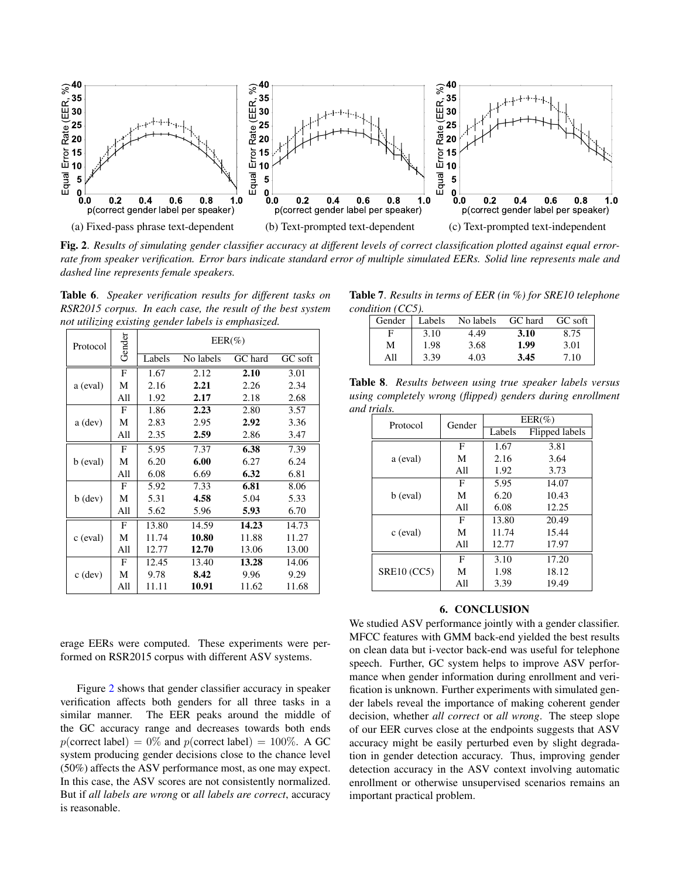(a) Fixed-pass phrase text-dependent (b) Text-prompted text-dependent (c) Text-prompted text-independent

**Fig. 2**. *Results of simulating gender classifier accuracy at different levels of correct classification plotted against equal error-rate from speaker verification. Error bars indicate standard error of multiple simulated EERs. Solid line represents male and dashed line represents female speakers.*

**Table 6**. *Speaker verification results for different tasks on RSR2015 corpus. In each case, the result of the best system not utilizing existing gender labels is emphasized.*

| Protocol | Gender | EER(%) | | | |
|---|---|---|---|---|---|
| | | Labels | No labels | GC hard | GC soft |
| a (eval) | F | 1.67 | 2.12 | **2.10** | 3.01 |
| | M | 2.16 | **2.21** | 2.26 | 2.34 |
| | All | 1.92 | **2.17** | 2.18 | 2.68 |
| a (dev) | F | 1.86 | **2.23** | 2.80 | 3.57 |
| | M | 2.83 | 2.95 | **2.92** | 3.36 |
| | All | 2.35 | **2.59** | 2.86 | 3.47 |
| b (eval) | F | 5.95 | 7.37 | **6.38** | 7.39 |
| | M | 6.20 | **6.00** | 6.27 | 6.24 |
| | All | 6.08 | 6.69 | **6.32** | 6.81 |
| b (dev) | F | 5.92 | 7.33 | **6.81** | 8.06 |
| | M | 5.31 | **4.58** | 5.04 | 5.33 |
| | All | 5.62 | 5.96 | **5.93** | 6.70 |
| c (eval) | F | 13.80 | 14.59 | **14.23** | 14.73 |
| | M | 11.74 | **10.80** | 11.88 | 11.27 |
| | All | 12.77 | **12.70** | 13.06 | 13.00 |
| c (dev) | F | 12.45 | 13.40 | **13.28** | 14.06 |
| | M | 9.78 | **8.42** | 9.96 | 9.29 |
| | All | 11.11 | **10.91** | 11.62 | 11.68 |

erage EERs were computed. These experiments were performed on RSR2015 corpus with different ASV systems.

Figure 2 shows that gender classifier accuracy in speaker verification affects both genders for all three tasks in a similar manner. The EER peaks around the middle of the GC accuracy range and decreases towards both ends $p(\text{correct label}) = 0\%$ and $p(\text{correct label}) = 100\%$. A GC system producing gender decisions close to the chance level (50%) affects the ASV performance most, as one may expect. In this case, the ASV scores are not consistently normalized. But if *all labels are wrong* or *all labels are correct*, accuracy is reasonable.

**Table 7**. *Results in terms of EER (in %) for SRE10 telephone condition (CC5).*

| Gender | Labels | No labels | GC hard | GC soft |
|---|---|---|---|---|
| F | 3.10 | 4.49 | **3.10** | 8.75 |
| M | 1.98 | 3.68 | **1.99** | 3.01 |
| All | 3.39 | 4.03 | **3.45** | 7.10 |

**Table 8**. *Results between using true speaker labels versus using completely wrong (flipped) genders during enrollment and trials.*

| Protocol | Gender | EER(%) | |
|---|---|---|---|
| | | Labels | Flipped labels |
| a (eval) | F | 1.67 | 3.81 |
| | M | 2.16 | 3.64 |
| | All | 1.92 | 3.73 |
| b (eval) | F | 5.95 | 14.07 |
| | M | 6.20 | 10.43 |
| | All | 6.08 | 12.25 |
| c (eval) | F | 13.80 | 20.49 |
| | M | 11.74 | 15.44 |
| | All | 12.77 | 17.97 |
| SRE10 (CC5) | F | 3.10 | 17.20 |
| | M | 1.98 | 18.12 |
| | All | 3.39 | 19.49 |

## 6. CONCLUSION

We studied ASV performance jointly with a gender classifier. MFCC features with GMM back-end yielded the best results on clean data but i-vector back-end was useful for telephone speech. Further, GC system helps to improve ASV performance when gender information during enrollment and verification is unknown. Further experiments with simulated gender labels reveal the importance of making coherent gender decision, whether *all correct* or *all wrong*. The steep slope of our EER curves close at the endpoints suggests that ASV accuracy might be easily perturbed even by slight degradation in gender detection accuracy. Thus, improving gender detection accuracy in the ASV context involving automatic enrollment or otherwise unsupervised scenarios remains an important practical problem.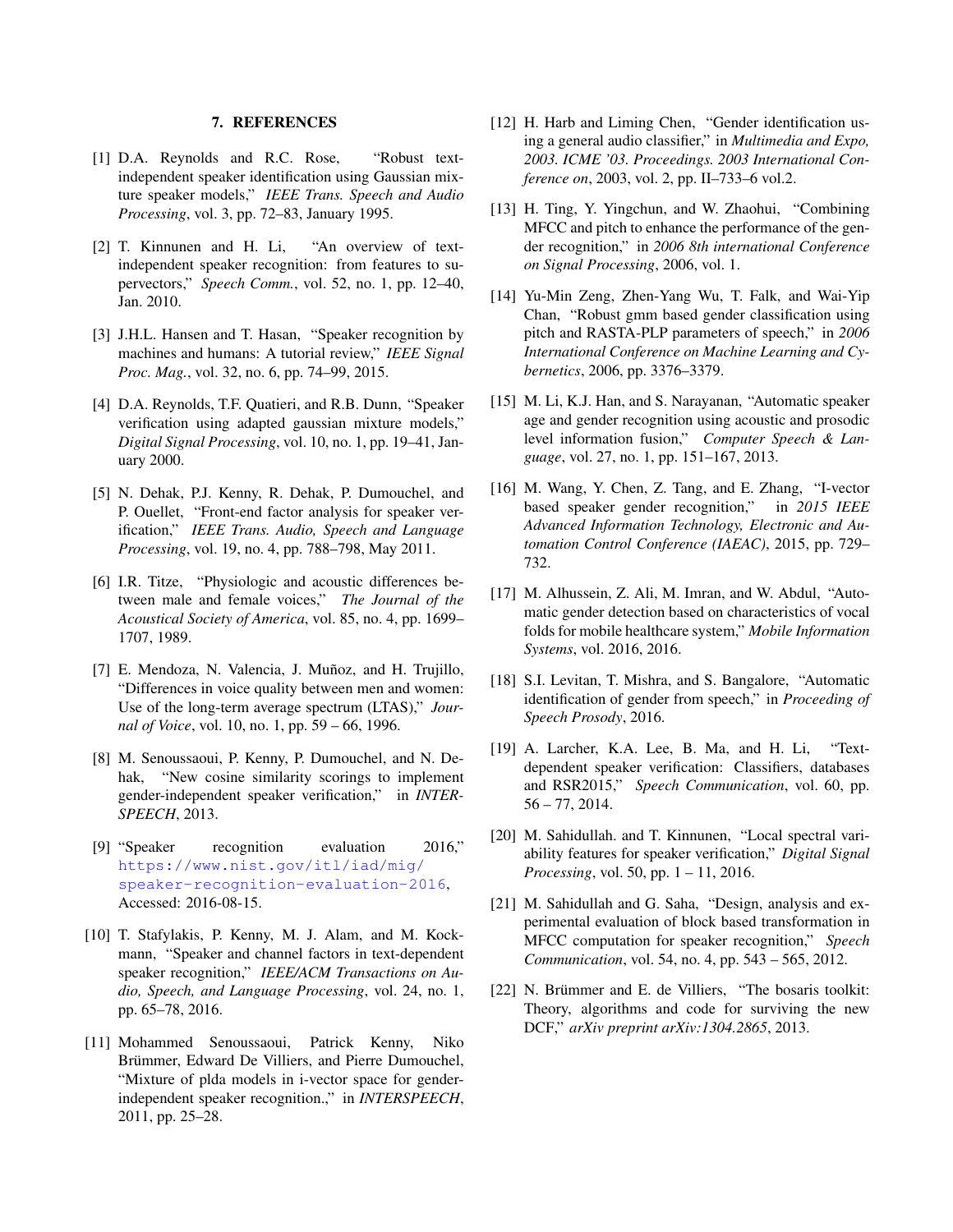## 7. REFERENCES

[1] D.A. Reynolds and R.C. Rose, "Robust text-independent speaker identification using Gaussian mixture speaker models," *IEEE Trans. Speech and Audio Processing*, vol. 3, pp. 72–83, January 1995.

[2] T. Kinnunen and H. Li, "An overview of text-independent speaker recognition: from features to supervectors," *Speech Comm.*, vol. 52, no. 1, pp. 12–40, Jan. 2010.

[3] J.H.L. Hansen and T. Hasan, "Speaker recognition by machines and humans: A tutorial review," *IEEE Signal Proc. Mag.*, vol. 32, no. 6, pp. 74–99, 2015.

[4] D.A. Reynolds, T.F. Quatieri, and R.B. Dunn, "Speaker verification using adapted gaussian mixture models," *Digital Signal Processing*, vol. 10, no. 1, pp. 19–41, January 2000.

[5] N. Dehak, P.J. Kenny, R. Dehak, P. Dumouchel, and P. Ouellet, "Front-end factor analysis for speaker verification," *IEEE Trans. Audio, Speech and Language Processing*, vol. 19, no. 4, pp. 788–798, May 2011.

[6] I.R. Titze, "Physiologic and acoustic differences between male and female voices," *The Journal of the Acoustical Society of America*, vol. 85, no. 4, pp. 1699–1707, 1989.

[7] E. Mendoza, N. Valencia, J. Muñoz, and H. Trujillo, "Differences in voice quality between men and women: Use of the long-term average spectrum (LTAS)," *Journal of Voice*, vol. 10, no. 1, pp. 59 – 66, 1996.

[8] M. Senoussaoui, P. Kenny, P. Dumouchel, and N. Dehak, "New cosine similarity scorings to implement gender-independent speaker verification," in *INTERSPEECH*, 2013.

[9] "Speaker recognition evaluation 2016," https://www.nist.gov/itl/iad/mig/speaker-recognition-evaluation-2016, Accessed: 2016-08-15.

[10] T. Stafylakis, P. Kenny, M. J. Alam, and M. Kockmann, "Speaker and channel factors in text-dependent speaker recognition," *IEEE/ACM Transactions on Audio, Speech, and Language Processing*, vol. 24, no. 1, pp. 65–78, 2016.

[11] Mohammed Senoussaoui, Patrick Kenny, Niko Brümmer, Edward De Villiers, and Pierre Dumouchel, "Mixture of plda models in i-vector space for gender-independent speaker recognition.," in *INTERSPEECH*, 2011, pp. 25–28.

[12] H. Harb and Liming Chen, "Gender identification using a general audio classifier," in *Multimedia and Expo, 2003. ICME '03. Proceedings. 2003 International Conference on*, 2003, vol. 2, pp. II–733–6 vol.2.

[13] H. Ting, Y. Yingchun, and W. Zhaohui, "Combining MFCC and pitch to enhance the performance of the gender recognition," in *2006 8th international Conference on Signal Processing*, 2006, vol. 1.

[14] Yu-Min Zeng, Zhen-Yang Wu, T. Falk, and Wai-Yip Chan, "Robust gmm based gender classification using pitch and RASTA-PLP parameters of speech," in *2006 International Conference on Machine Learning and Cybernetics*, 2006, pp. 3376–3379.

[15] M. Li, K.J. Han, and S. Narayanan, "Automatic speaker age and gender recognition using acoustic and prosodic level information fusion," *Computer Speech & Language*, vol. 27, no. 1, pp. 151–167, 2013.

[16] M. Wang, Y. Chen, Z. Tang, and E. Zhang, "I-vector based speaker gender recognition," in *2015 IEEE Advanced Information Technology, Electronic and Automation Control Conference (IAEAC)*, 2015, pp. 729–732.

[17] M. Alhussein, Z. Ali, M. Imran, and W. Abdul, "Automatic gender detection based on characteristics of vocal folds for mobile healthcare system," *Mobile Information Systems*, vol. 2016, 2016.

[18] S.I. Levitan, T. Mishra, and S. Bangalore, "Automatic identification of gender from speech," in *Proceeding of Speech Prosody*, 2016.

[19] A. Larcher, K.A. Lee, B. Ma, and H. Li, "Text-dependent speaker verification: Classifiers, databases and RSR2015," *Speech Communication*, vol. 60, pp. 56 – 77, 2014.

[20] M. Sahidullah. and T. Kinnunen, "Local spectral variability features for speaker verification," *Digital Signal Processing*, vol. 50, pp. 1 – 11, 2016.

[21] M. Sahidullah and G. Saha, "Design, analysis and experimental evaluation of block based transformation in MFCC computation for speaker recognition," *Speech Communication*, vol. 54, no. 4, pp. 543 – 565, 2012.

[22] N. Brümmer and E. de Villiers, "The bosaris toolkit: Theory, algorithms and code for surviving the new DCF," *arXiv preprint arXiv:1304.2865*, 2013.